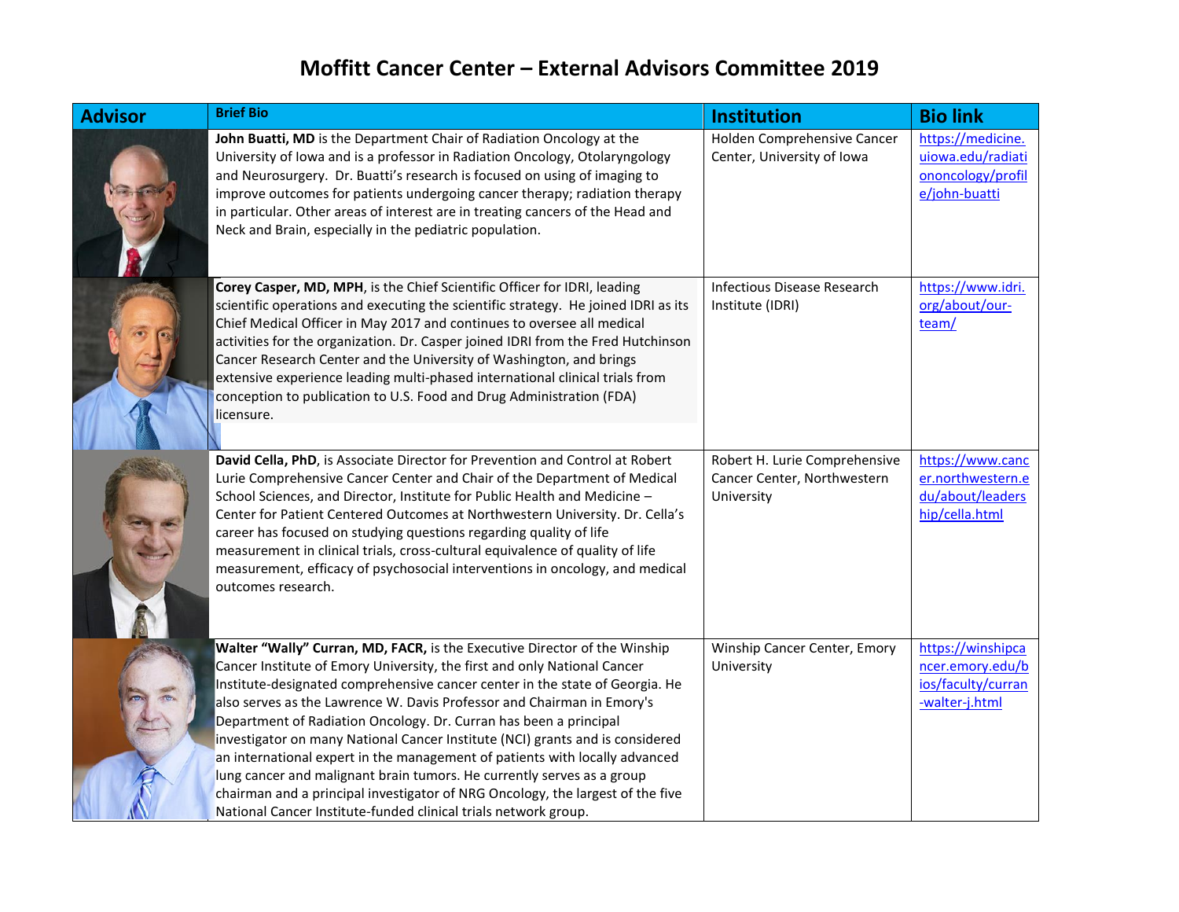# Moffitt Cancer Center – External Advisors Committee 2019

| Advisor | Brief Bio | Institution | Bio link |
|---|---|---|---|
| | **John Buatti, MD** is the Department Chair of Radiation Oncology at the University of Iowa and is a professor in Radiation Oncology, Otolaryngology and Neurosurgery. Dr. Buatti's research is focused on using of imaging to improve outcomes for patients undergoing cancer therapy; radiation therapy in particular. Other areas of interest are in treating cancers of the Head and Neck and Brain, especially in the pediatric population. | Holden Comprehensive Cancer Center, University of Iowa | https://medicine.uiowa.edu/radiationoncology/profile/john-buatti |
| | **Corey Casper, MD, MPH**, is the Chief Scientific Officer for IDRI, leading scientific operations and executing the scientific strategy. He joined IDRI as its Chief Medical Officer in May 2017 and continues to oversee all medical activities for the organization. Dr. Casper joined IDRI from the Fred Hutchinson Cancer Research Center and the University of Washington, and brings extensive experience leading multi-phased international clinical trials from conception to publication to U.S. Food and Drug Administration (FDA) licensure. | Infectious Disease Research Institute (IDRI) | https://www.idri.org/about/our-team/ |
| | **David Cella, PhD**, is Associate Director for Prevention and Control at Robert Lurie Comprehensive Cancer Center and Chair of the Department of Medical School Sciences, and Director, Institute for Public Health and Medicine – Center for Patient Centered Outcomes at Northwestern University. Dr. Cella's career has focused on studying questions regarding quality of life measurement in clinical trials, cross-cultural equivalence of quality of life measurement, efficacy of psychosocial interventions in oncology, and medical outcomes research. | Robert H. Lurie Comprehensive Cancer Center, Northwestern University | https://www.cancer.northwestern.edu/about/leadership/cella.html |
| | **Walter "Wally" Curran, MD, FACR,** is the Executive Director of the Winship Cancer Institute of Emory University, the first and only National Cancer Institute-designated comprehensive cancer center in the state of Georgia. He also serves as the Lawrence W. Davis Professor and Chairman in Emory's Department of Radiation Oncology. Dr. Curran has been a principal investigator on many National Cancer Institute (NCI) grants and is considered an international expert in the management of patients with locally advanced lung cancer and malignant brain tumors. He currently serves as a group chairman and a principal investigator of NRG Oncology, the largest of the five National Cancer Institute-funded clinical trials network group. | Winship Cancer Center, Emory University | https://winshipcancer.emory.edu/bios/faculty/curran-walter-j.html |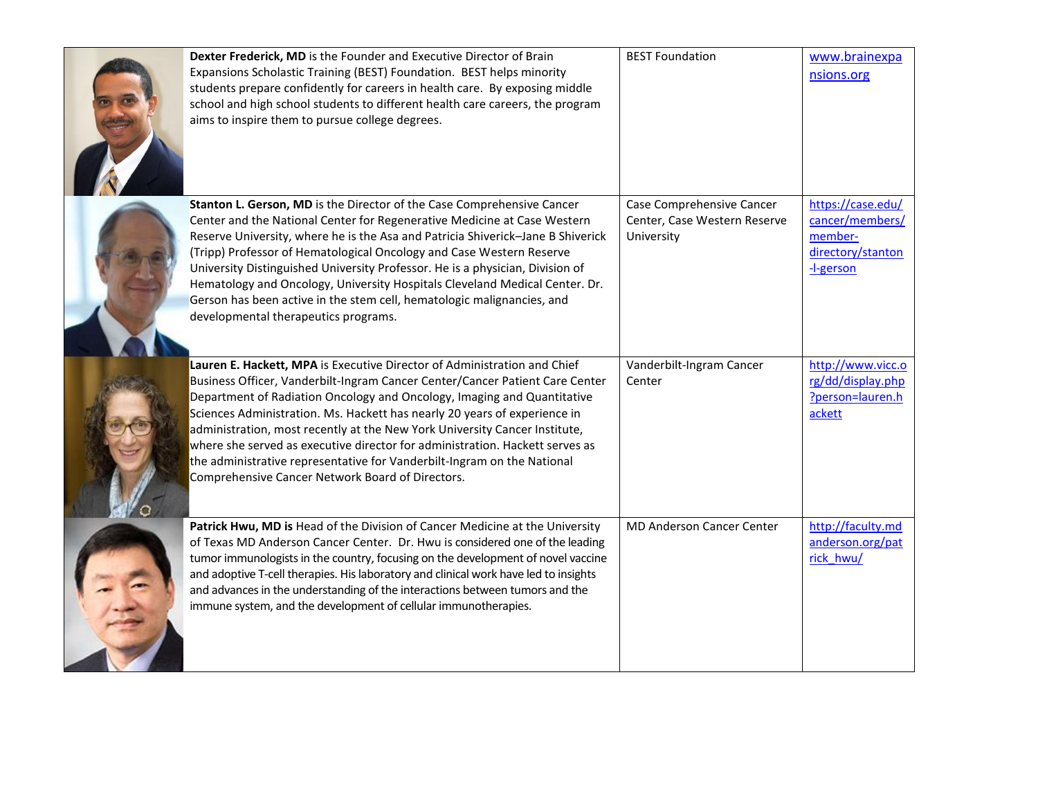| | | | |
|---|---|---|---|
| | **Dexter Frederick, MD** is the Founder and Executive Director of Brain Expansions Scholastic Training (BEST) Foundation. BEST helps minority students prepare confidently for careers in health care. By exposing middle school and high school students to different health care careers, the program aims to inspire them to pursue college degrees. | BEST Foundation | www.brainexpansions.org |
| | **Stanton L. Gerson, MD** is the Director of the Case Comprehensive Cancer Center and the National Center for Regenerative Medicine at Case Western Reserve University, where he is the Asa and Patricia Shiverick–Jane B Shiverick (Tripp) Professor of Hematological Oncology and Case Western Reserve University Distinguished University Professor. He is a physician, Division of Hematology and Oncology, University Hospitals Cleveland Medical Center. Dr. Gerson has been active in the stem cell, hematologic malignancies, and developmental therapeutics programs. | Case Comprehensive Cancer Center, Case Western Reserve University | https://case.edu/cancer/members/member-directory/stanton-l-gerson |
| | **Lauren E. Hackett, MPA** is Executive Director of Administration and Chief Business Officer, Vanderbilt-Ingram Cancer Center/Cancer Patient Care Center Department of Radiation Oncology and Oncology, Imaging and Quantitative Sciences Administration. Ms. Hackett has nearly 20 years of experience in administration, most recently at the New York University Cancer Institute, where she served as executive director for administration. Hackett serves as the administrative representative for Vanderbilt-Ingram on the National Comprehensive Cancer Network Board of Directors. | Vanderbilt-Ingram Cancer Center | http://www.vicc.org/dd/display.php?person=lauren.hackett |
| | **Patrick Hwu, MD is** Head of the Division of Cancer Medicine at the University of Texas MD Anderson Cancer Center. Dr. Hwu is considered one of the leading tumor immunologists in the country, focusing on the development of novel vaccine and adoptive T-cell therapies. His laboratory and clinical work have led to insights and advances in the understanding of the interactions between tumors and the immune system, and the development of cellular immunotherapies. | MD Anderson Cancer Center | http://faculty.mdanderson.org/patrick_hwu/ |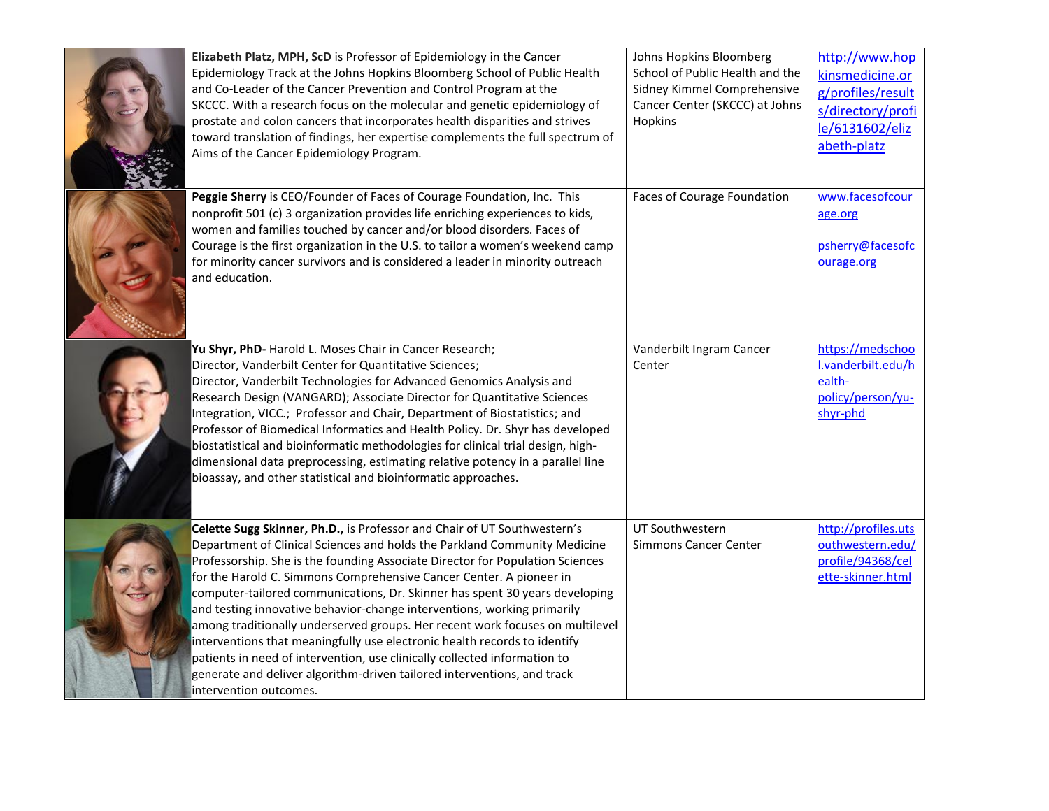| | | | |
|---|---|---|---|
| | **Elizabeth Platz, MPH, ScD** is Professor of Epidemiology in the Cancer Epidemiology Track at the Johns Hopkins Bloomberg School of Public Health and Co-Leader of the Cancer Prevention and Control Program at the SKCCC. With a research focus on the molecular and genetic epidemiology of prostate and colon cancers that incorporates health disparities and strives toward translation of findings, her expertise complements the full spectrum of Aims of the Cancer Epidemiology Program. | Johns Hopkins Bloomberg School of Public Health and the Sidney Kimmel Comprehensive Cancer Center (SKCCC) at Johns Hopkins | http://www.hopkinsmedicine.org/profiles/results/directory/profile/6131602/elizabeth-platz |
| | **Peggie Sherry** is CEO/Founder of Faces of Courage Foundation, Inc. This nonprofit 501 (c) 3 organization provides life enriching experiences to kids, women and families touched by cancer and/or blood disorders. Faces of Courage is the first organization in the U.S. to tailor a women's weekend camp for minority cancer survivors and is considered a leader in minority outreach and education. | Faces of Courage Foundation | www.facesofcourage.org<br><br>psherry@facesofcourage.org |
| | **Yu Shyr, PhD-** Harold L. Moses Chair in Cancer Research; Director, Vanderbilt Center for Quantitative Sciences; Director, Vanderbilt Technologies for Advanced Genomics Analysis and Research Design (VANGARD); Associate Director for Quantitative Sciences Integration, VICC.; Professor and Chair, Department of Biostatistics; and Professor of Biomedical Informatics and Health Policy. Dr. Shyr has developed biostatistical and bioinformatic methodologies for clinical trial design, high-dimensional data preprocessing, estimating relative potency in a parallel line bioassay, and other statistical and bioinformatic approaches. | Vanderbilt Ingram Cancer Center | https://medschool.vanderbilt.edu/health-policy/person/yu-shyr-phd |
| | **Celette Sugg Skinner, Ph.D.,** is Professor and Chair of UT Southwestern's Department of Clinical Sciences and holds the Parkland Community Medicine Professorship. She is the founding Associate Director for Population Sciences for the Harold C. Simmons Comprehensive Cancer Center. A pioneer in computer-tailored communications, Dr. Skinner has spent 30 years developing and testing innovative behavior-change interventions, working primarily among traditionally underserved groups. Her recent work focuses on multilevel interventions that meaningfully use electronic health records to identify patients in need of intervention, use clinically collected information to generate and deliver algorithm-driven tailored interventions, and track intervention outcomes. | UT Southwestern Simmons Cancer Center | http://profiles.utsouthwestern.edu/profile/94368/celette-skinner.html |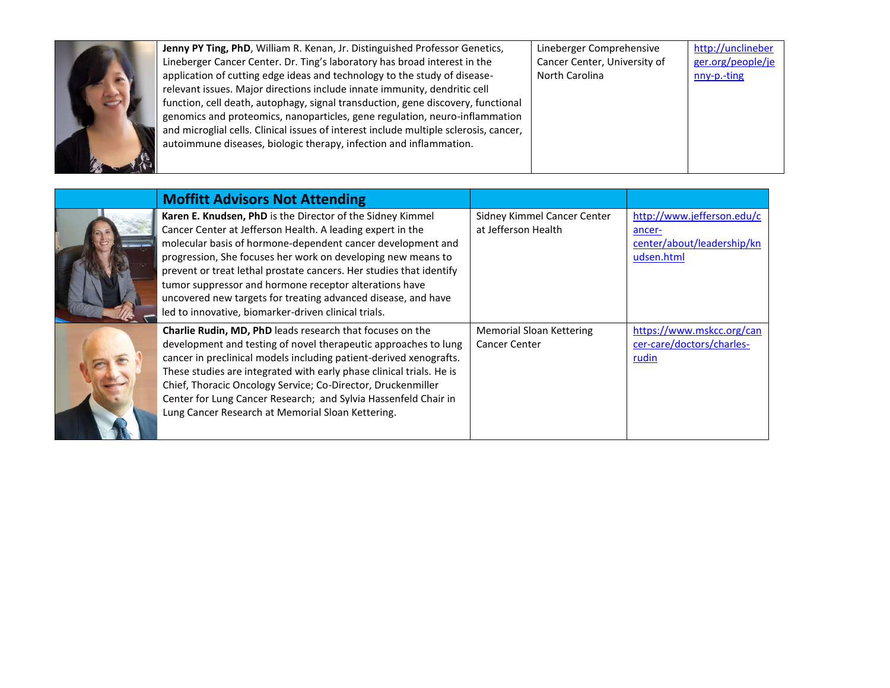| | | | |
|---|---|---|---|
| | **Jenny PY Ting, PhD**, William R. Kenan, Jr. Distinguished Professor Genetics, Lineberger Cancer Center. Dr. Ting's laboratory has broad interest in the application of cutting edge ideas and technology to the study of disease-relevant issues. Major directions include innate immunity, dendritic cell function, cell death, autophagy, signal transduction, gene discovery, functional genomics and proteomics, nanoparticles, gene regulation, neuro-inflammation and microglial cells. Clinical issues of interest include multiple sclerosis, cancer, autoimmune diseases, biologic therapy, infection and inflammation. | Lineberger Comprehensive Cancer Center, University of North Carolina | http://unclineberger.org/people/jenny-p.-ting |

| | **Moffitt Advisors Not Attending** | | |
|---|---|---|---|
| | **Karen E. Knudsen, PhD** is the Director of the Sidney Kimmel Cancer Center at Jefferson Health. A leading expert in the molecular basis of hormone-dependent cancer development and progression, She focuses her work on developing new means to prevent or treat lethal prostate cancers. Her studies that identify tumor suppressor and hormone receptor alterations have uncovered new targets for treating advanced disease, and have led to innovative, biomarker-driven clinical trials. | Sidney Kimmel Cancer Center at Jefferson Health | http://www.jefferson.edu/cancer-center/about/leadership/knudsen.html |
| | **Charlie Rudin, MD, PhD** leads research that focuses on the development and testing of novel therapeutic approaches to lung cancer in preclinical models including patient-derived xenografts. These studies are integrated with early phase clinical trials. He is Chief, Thoracic Oncology Service; Co-Director, Druckenmiller Center for Lung Cancer Research; and Sylvia Hassenfeld Chair in Lung Cancer Research at Memorial Sloan Kettering. | Memorial Sloan Kettering Cancer Center | https://www.mskcc.org/cancer-care/doctors/charles-rudin |